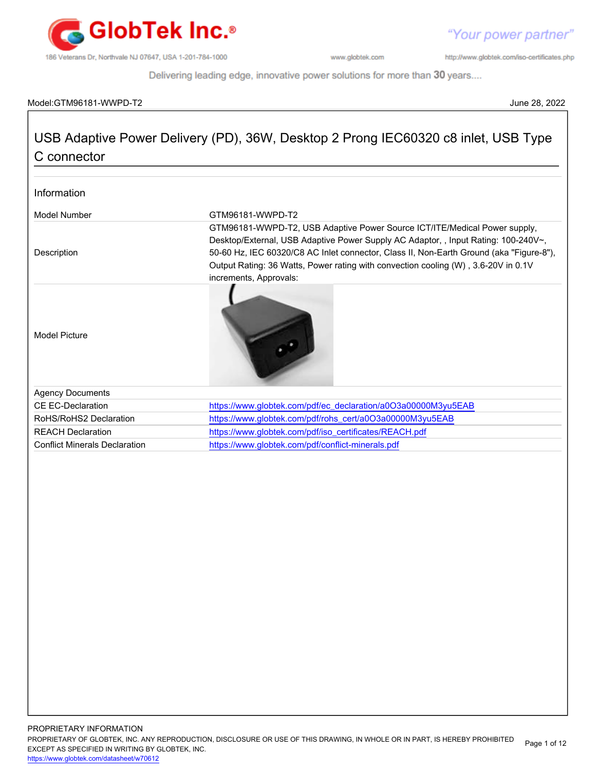Model:GTM96181-WWPD-T2 June 28, 2022

# USB Adaptive Power Delivery (PD), 36W, Desktop 2 Prong IEC60320 c8 inlet, USB Type C connector

## Information

| | |
|---|---|
| Model Number | GTM96181-WWPD-T2 |
| Description | GTM96181-WWPD-T2, USB Adaptive Power Source ICT/ITE/Medical Power supply, Desktop/External, USB Adaptive Power Supply AC Adaptor, , Input Rating: 100-240V~, 50-60 Hz, IEC 60320/C8 AC Inlet connector, Class II, Non-Earth Ground (aka "Figure-8"), Output Rating: 36 Watts, Power rating with convection cooling (W) , 3.6-20V in 0.1V increments, Approvals: |
| Model Picture | |

| Agency Documents | |
|---|---|
| CE EC-Declaration | https://www.globtek.com/pdf/ec_declaration/a0O3a00000M3yu5EAB |
| RoHS/RoHS2 Declaration | https://www.globtek.com/pdf/rohs_cert/a0O3a00000M3yu5EAB |
| REACH Declaration | https://www.globtek.com/pdf/iso_certificates/REACH.pdf |
| Conflict Minerals Declaration | https://www.globtek.com/pdf/conflict-minerals.pdf |

PROPRIETARY INFORMATION

PROPRIETARY OF GLOBTEK, INC. ANY REPRODUCTION, DISCLOSURE OR USE OF THIS DRAWING, IN WHOLE OR IN PART, IS HEREBY PROHIBITED EXCEPT AS SPECIFIED IN WRITING BY GLOBTEK, INC.

https://www.globtek.com/datasheet/w70612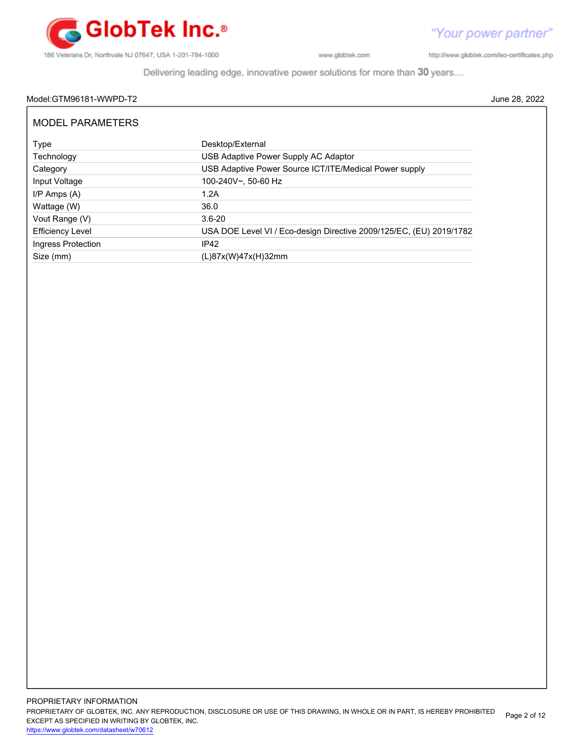Model:GTM96181-WWPD-T2 June 28, 2022

## MODEL PARAMETERS

| | |
|---|---|
| Type | Desktop/External |
| Technology | USB Adaptive Power Supply AC Adaptor |
| Category | USB Adaptive Power Source ICT/ITE/Medical Power supply |
| Input Voltage | 100-240V~, 50-60 Hz |
| I/P Amps (A) | 1.2A |
| Wattage (W) | 36.0 |
| Vout Range (V) | 3.6-20 |
| Efficiency Level | USA DOE Level VI / Eco-design Directive 2009/125/EC, (EU) 2019/1782 |
| Ingress Protection | IP42 |
| Size (mm) | (L)87x(W)47x(H)32mm |

PROPRIETARY INFORMATION
PROPRIETARY OF GLOBTEK, INC. ANY REPRODUCTION, DISCLOSURE OR USE OF THIS DRAWING, IN WHOLE OR IN PART, IS HEREBY PROHIBITED EXCEPT AS SPECIFIED IN WRITING BY GLOBTEK, INC.
https://www.globtek.com/datasheet/w70612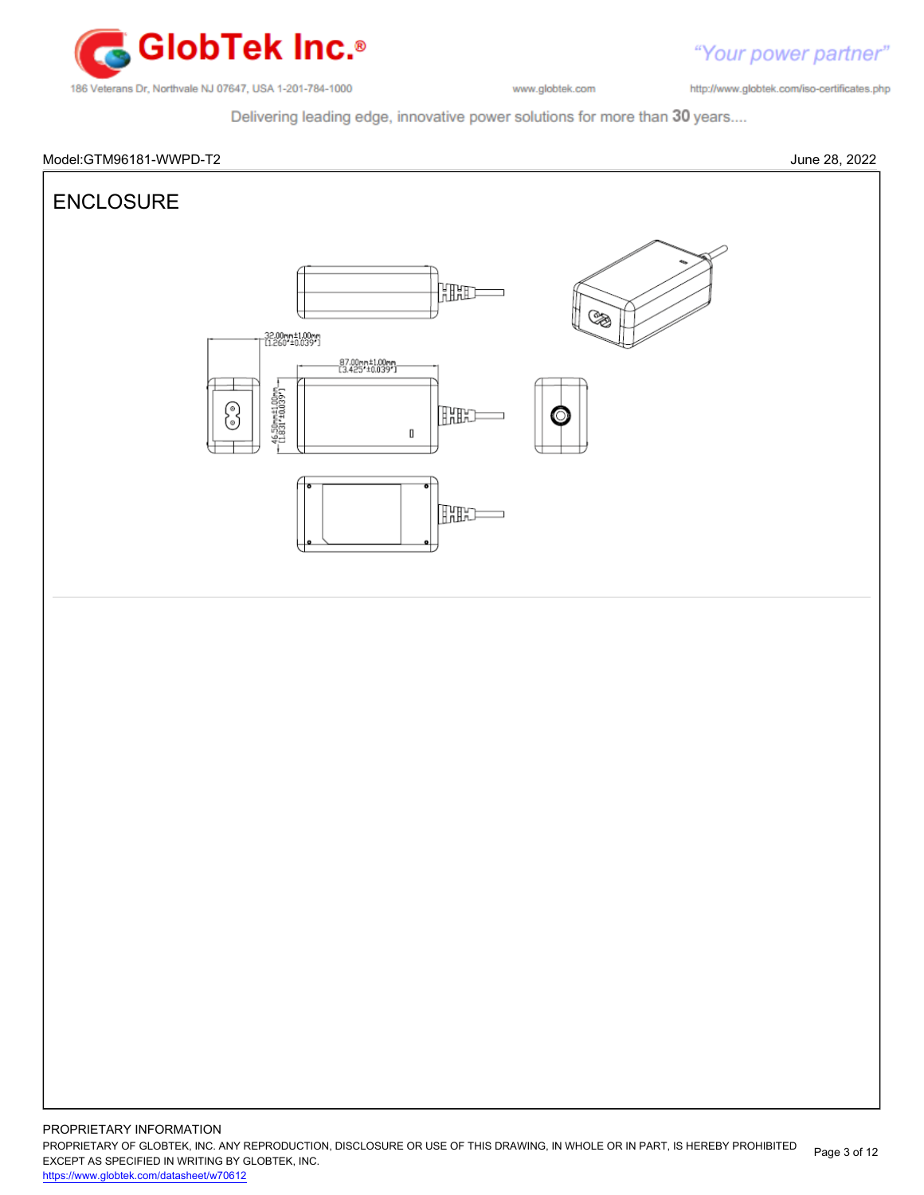Model:GTM96181-WWPD-T2

June 28, 2022

# ENCLOSURE

32.00mm±1.00mm
[1.260"±0.039"]

87.00mm±1.00mm
[3.425"±0.039"]

46.50mm±1.00mm
[1.831"±0.039"]

PROPRIETARY INFORMATION
PROPRIETARY OF GLOBTEK, INC. ANY REPRODUCTION, DISCLOSURE OR USE OF THIS DRAWING, IN WHOLE OR IN PART, IS HEREBY PROHIBITED EXCEPT AS SPECIFIED IN WRITING BY GLOBTEK, INC.
https://www.globtek.com/datasheet/w70612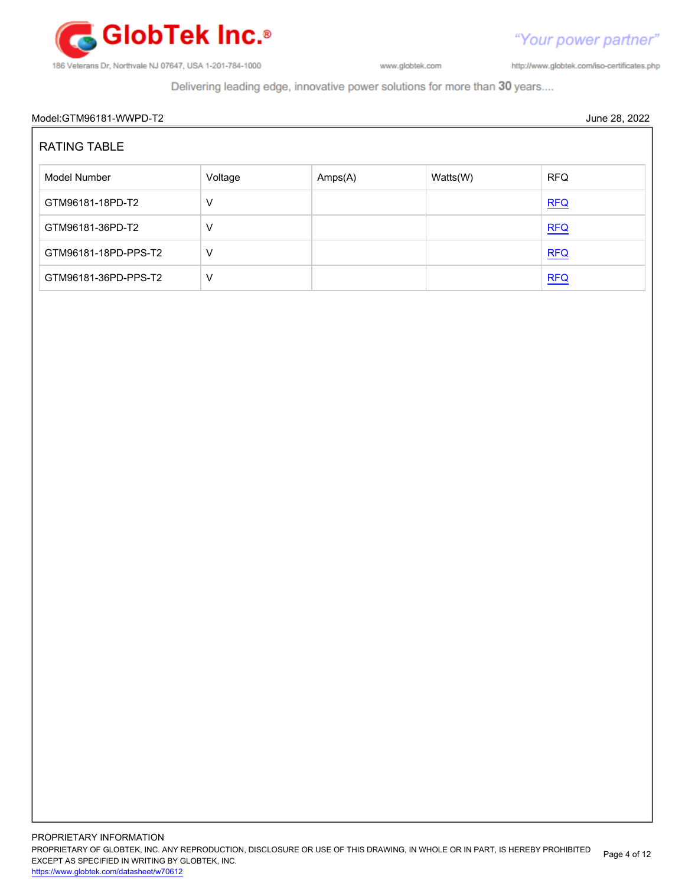Model:GTM96181-WWPD-T2 June 28, 2022

## RATING TABLE

| Model Number | Voltage | Amps(A) | Watts(W) | RFQ |
|---|---|---|---|---|
| GTM96181-18PD-T2 | V | | | RFQ |
| GTM96181-36PD-T2 | V | | | RFQ |
| GTM96181-18PD-PPS-T2 | V | | | RFQ |
| GTM96181-36PD-PPS-T2 | V | | | RFQ |

PROPRIETARY INFORMATION

PROPRIETARY OF GLOBTEK, INC. ANY REPRODUCTION, DISCLOSURE OR USE OF THIS DRAWING, IN WHOLE OR IN PART, IS HEREBY PROHIBITED EXCEPT AS SPECIFIED IN WRITING BY GLOBTEK, INC.

https://www.globtek.com/datasheet/w70612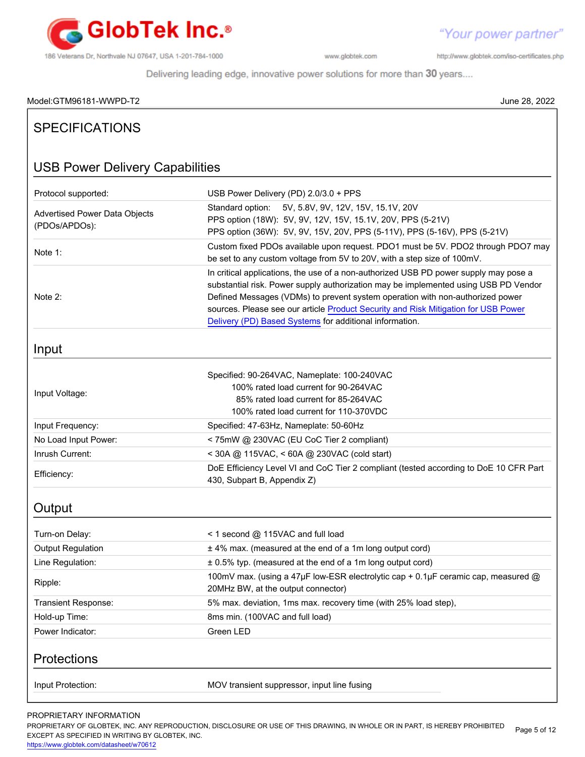Model:GTM96181-WWPD-T2 June 28, 2022

# SPECIFICATIONS

## USB Power Delivery Capabilities

| | |
|---|---|
| Protocol supported: | USB Power Delivery (PD) 2.0/3.0 + PPS |
| Advertised Power Data Objects (PDOs/APDOs): | Standard option: 5V, 5.8V, 9V, 12V, 15V, 15.1V, 20V<br>PPS option (18W): 5V, 9V, 12V, 15V, 15.1V, 20V, PPS (5-21V)<br>PPS option (36W): 5V, 9V, 15V, 20V, PPS (5-11V), PPS (5-16V), PPS (5-21V) |
| Note 1: | Custom fixed PDOs available upon request. PDO1 must be 5V. PDO2 through PDO7 may be set to any custom voltage from 5V to 20V, with a step size of 100mV. |
| Note 2: | In critical applications, the use of a non-authorized USB PD power supply may pose a substantial risk. Power supply authorization may be implemented using USB PD Vendor Defined Messages (VDMs) to prevent system operation with non-authorized power sources. Please see our article Product Security and Risk Mitigation for USB Power Delivery (PD) Based Systems for additional information. |

## Input

| | |
|---|---|
| Input Voltage: | Specified: 90-264VAC, Nameplate: 100-240VAC<br>100% rated load current for 90-264VAC<br>85% rated load current for 85-264VAC<br>100% rated load current for 110-370VDC |
| Input Frequency: | Specified: 47-63Hz, Nameplate: 50-60Hz |
| No Load Input Power: | < 75mW @ 230VAC (EU CoC Tier 2 compliant) |
| Inrush Current: | < 30A @ 115VAC, < 60A @ 230VAC (cold start) |
| Efficiency: | DoE Efficiency Level VI and CoC Tier 2 compliant (tested according to DoE 10 CFR Part 430, Subpart B, Appendix Z) |

## Output

| | |
|---|---|
| Turn-on Delay: | < 1 second @ 115VAC and full load |
| Output Regulation | ± 4% max. (measured at the end of a 1m long output cord) |
| Line Regulation: | ± 0.5% typ. (measured at the end of a 1m long output cord) |
| Ripple: | 100mV max. (using a 47µF low-ESR electrolytic cap + 0.1µF ceramic cap, measured @ 20MHz BW, at the output connector) |
| Transient Response: | 5% max. deviation, 1ms max. recovery time (with 25% load step), |
| Hold-up Time: | 8ms min. (100VAC and full load) |
| Power Indicator: | Green LED |

## Protections

| | |
|---|---|
| Input Protection: | MOV transient suppressor, input line fusing |

PROPRIETARY INFORMATION
PROPRIETARY OF GLOBTEK, INC. ANY REPRODUCTION, DISCLOSURE OR USE OF THIS DRAWING, IN WHOLE OR IN PART, IS HEREBY PROHIBITED EXCEPT AS SPECIFIED IN WRITING BY GLOBTEK, INC.
https://www.globtek.com/datasheet/w70612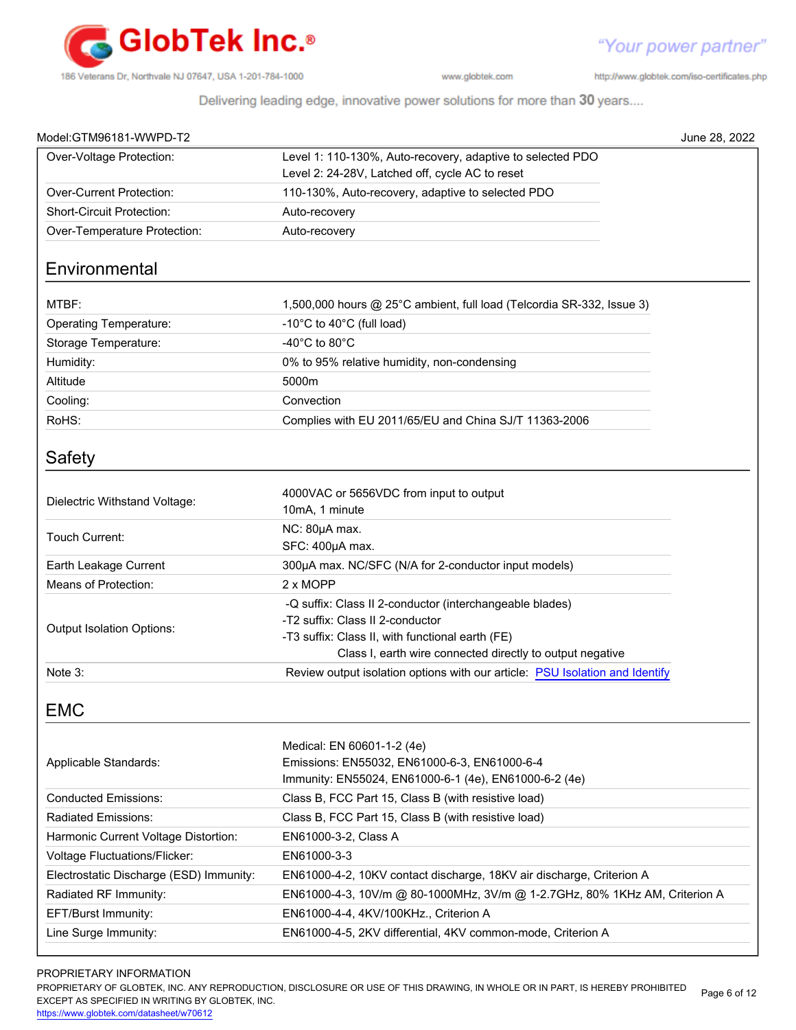Model:GTM96181-WWPD-T2 June 28, 2022

| | |
|---|---|
| Over-Voltage Protection: | Level 1: 110-130%, Auto-recovery, adaptive to selected PDO<br>Level 2: 24-28V, Latched off, cycle AC to reset |
| Over-Current Protection: | 110-130%, Auto-recovery, adaptive to selected PDO |
| Short-Circuit Protection: | Auto-recovery |
| Over-Temperature Protection: | Auto-recovery |

## Environmental

| | |
|---|---|
| MTBF: | 1,500,000 hours @ 25°C ambient, full load (Telcordia SR-332, Issue 3) |
| Operating Temperature: | -10°C to 40°C (full load) |
| Storage Temperature: | -40°C to 80°C |
| Humidity: | 0% to 95% relative humidity, non-condensing |
| Altitude | 5000m |
| Cooling: | Convection |
| RoHS: | Complies with EU 2011/65/EU and China SJ/T 11363-2006 |

## Safety

| | |
|---|---|
| Dielectric Withstand Voltage: | 4000VAC or 5656VDC from input to output<br>10mA, 1 minute |
| Touch Current: | NC: 80μA max.<br>SFC: 400μA max. |
| Earth Leakage Current | 300μA max. NC/SFC (N/A for 2-conductor input models) |
| Means of Protection: | 2 x MOPP |
| Output Isolation Options: | -Q suffix: Class II 2-conductor (interchangeable blades)<br>-T2 suffix: Class II 2-conductor<br>-T3 suffix: Class II, with functional earth (FE)<br>Class I, earth wire connected directly to output negative |
| Note 3: | Review output isolation options with our article: PSU Isolation and Identify |

## EMC

| | |
|---|---|
| Applicable Standards: | Medical: EN 60601-1-2 (4e)<br>Emissions: EN55032, EN61000-6-3, EN61000-6-4<br>Immunity: EN55024, EN61000-6-1 (4e), EN61000-6-2 (4e) |
| Conducted Emissions: | Class B, FCC Part 15, Class B (with resistive load) |
| Radiated Emissions: | Class B, FCC Part 15, Class B (with resistive load) |
| Harmonic Current Voltage Distortion: | EN61000-3-2, Class A |
| Voltage Fluctuations/Flicker: | EN61000-3-3 |
| Electrostatic Discharge (ESD) Immunity: | EN61000-4-2, 10KV contact discharge, 18KV air discharge, Criterion A |
| Radiated RF Immunity: | EN61000-4-3, 10V/m @ 80-1000MHz, 3V/m @ 1-2.7GHz, 80% 1KHz AM, Criterion A |
| EFT/Burst Immunity: | EN61000-4-4, 4KV/100KHz., Criterion A |
| Line Surge Immunity: | EN61000-4-5, 2KV differential, 4KV common-mode, Criterion A |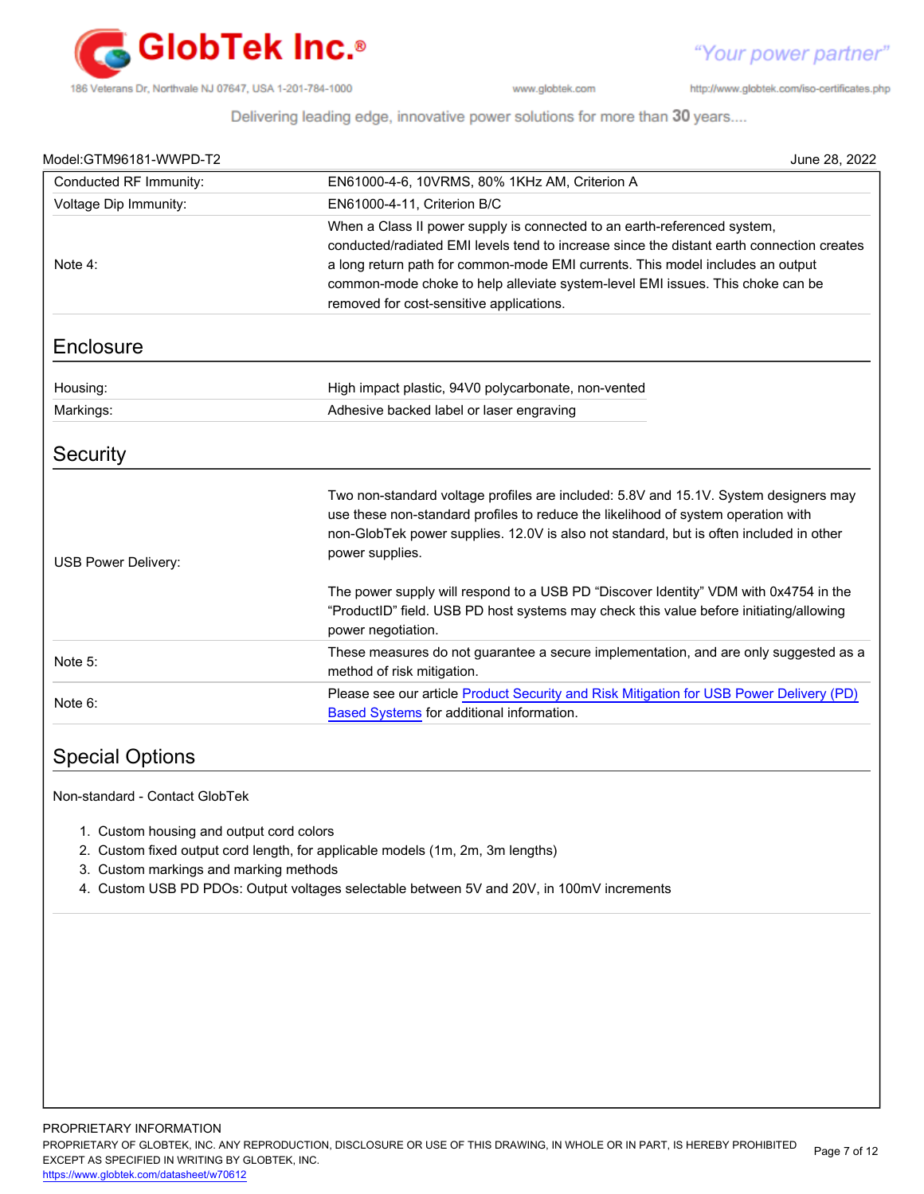Model:GTM96181-WWPD-T2 June 28, 2022

| | |
|---|---|
| Conducted RF Immunity: | EN61000-4-6, 10VRMS, 80% 1KHz AM, Criterion A |
| Voltage Dip Immunity: | EN61000-4-11, Criterion B/C |
| Note 4: | When a Class II power supply is connected to an earth-referenced system, conducted/radiated EMI levels tend to increase since the distant earth connection creates a long return path for common-mode EMI currents. This model includes an output common-mode choke to help alleviate system-level EMI issues. This choke can be removed for cost-sensitive applications. |

## Enclosure

| | |
|---|---|
| Housing: | High impact plastic, 94V0 polycarbonate, non-vented |
| Markings: | Adhesive backed label or laser engraving |

## Security

| | |
|---|---|
| USB Power Delivery: | Two non-standard voltage profiles are included: 5.8V and 15.1V. System designers may use these non-standard profiles to reduce the likelihood of system operation with non-GlobTek power supplies. 12.0V is also not standard, but is often included in other power supplies.<br><br>The power supply will respond to a USB PD “Discover Identity” VDM with 0x4754 in the “ProductID” field. USB PD host systems may check this value before initiating/allowing power negotiation. |
| Note 5: | These measures do not guarantee a secure implementation, and are only suggested as a method of risk mitigation. |
| Note 6: | Please see our article [Product Security and Risk Mitigation for USB Power Delivery (PD) Based Systems]() for additional information. |

## Special Options

Non-standard - Contact GlobTek

1. Custom housing and output cord colors
2. Custom fixed output cord length, for applicable models (1m, 2m, 3m lengths)
3. Custom markings and marking methods
4. Custom USB PD PDOs: Output voltages selectable between 5V and 20V, in 100mV increments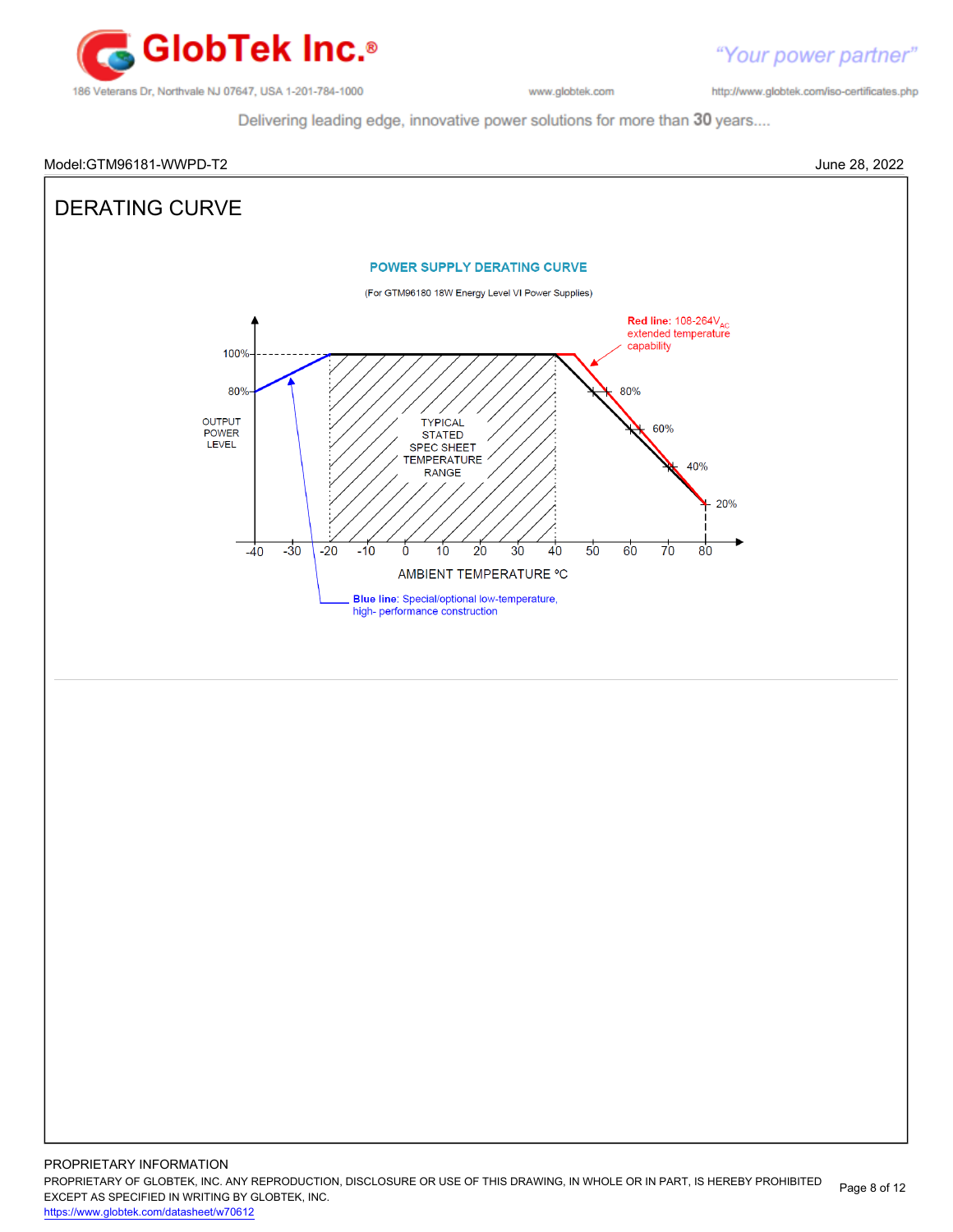Model:GTM96181-WWPD-T2 June 28, 2022

# DERATING CURVE

**POWER SUPPLY DERATING CURVE**

(For GTM96180 18W Energy Level VI Power Supplies)

**Red line:** 108-264$V_{AC}$ extended temperature capability

OUTPUT POWER LEVEL

100%

80%

TYPICAL STATED SPEC SHEET TEMPERATURE RANGE

80%

60%

40%

20%

-40 -30 -20 -10 0 10 20 30 40 50 60 70 80

AMBIENT TEMPERATURE °C

**Blue line:** Special/optional low-temperature, high- performance construction

PROPRIETARY INFORMATION

PROPRIETARY OF GLOBTEK, INC. ANY REPRODUCTION, DISCLOSURE OR USE OF THIS DRAWING, IN WHOLE OR IN PART, IS HEREBY PROHIBITED EXCEPT AS SPECIFIED IN WRITING BY GLOBTEK, INC.

https://www.globtek.com/datasheet/w70612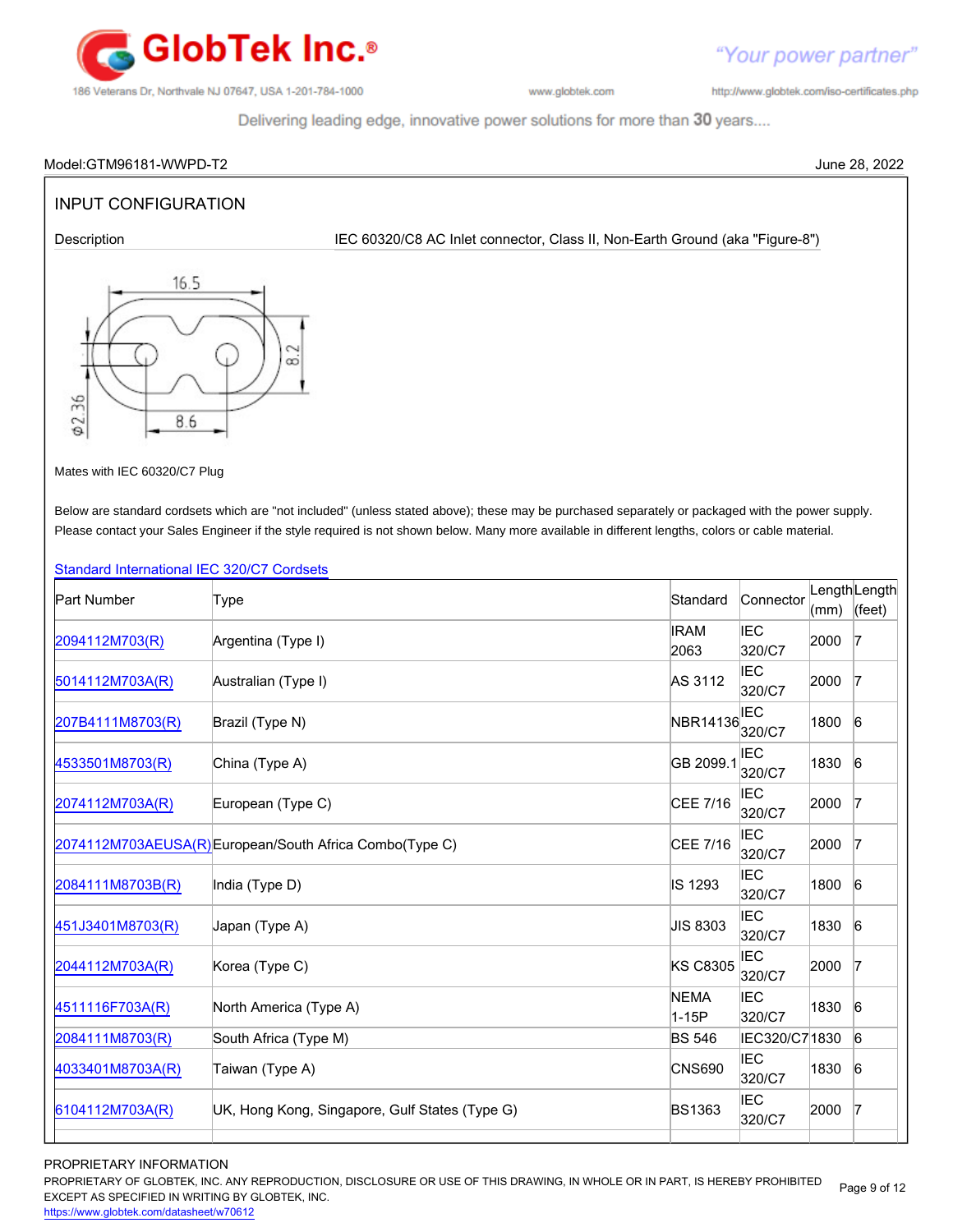Model:GTM96181-WWPD-T2 June 28, 2022

## INPUT CONFIGURATION

Description IEC 60320/C8 AC Inlet connector, Class II, Non-Earth Ground (aka "Figure-8")

16.5

8.2

Φ2.36

8.6

Mates with IEC 60320/C7 Plug

Below are standard cordsets which are "not included" (unless stated above); these may be purchased separately or packaged with the power supply. Please contact your Sales Engineer if the style required is not shown below. Many more available in different lengths, colors or cable material.

### Standard International IEC 320/C7 Cordsets

| Part Number | Type | Standard | Connector | Length (mm) | Length (feet) |
|---|---|---|---|---|---|
| 2094112M703(R) | Argentina (Type I) | IRAM 2063 | IEC 320/C7 | 2000 | 7 |
| 5014112M703A(R) | Australian (Type I) | AS 3112 | IEC 320/C7 | 2000 | 7 |
| 207B4111M8703(R) | Brazil (Type N) | NBR14136 | IEC 320/C7 | 1800 | 6 |
| 4533501M8703(R) | China (Type A) | GB 2099.1 | IEC 320/C7 | 1830 | 6 |
| 2074112M703A(R) | European (Type C) | CEE 7/16 | IEC 320/C7 | 2000 | 7 |
| 2074112M703AEUSA(R) | European/South Africa Combo(Type C) | CEE 7/16 | IEC 320/C7 | 2000 | 7 |
| 2084111M8703B(R) | India (Type D) | IS 1293 | IEC 320/C7 | 1800 | 6 |
| 451J3401M8703(R) | Japan (Type A) | JIS 8303 | IEC 320/C7 | 1830 | 6 |
| 2044112M703A(R) | Korea (Type C) | KS C8305 | IEC 320/C7 | 2000 | 7 |
| 4511116F703A(R) | North America (Type A) | NEMA 1-15P | IEC 320/C7 | 1830 | 6 |
| 2084111M8703(R) | South Africa (Type M) | BS 546 | IEC320/C7 | 1830 | 6 |
| 4033401M8703A(R) | Taiwan (Type A) | CNS690 | IEC 320/C7 | 1830 | 6 |
| 6104112M703A(R) | UK, Hong Kong, Singapore, Gulf States (Type G) | BS1363 | IEC 320/C7 | 2000 | 7 |

PROPRIETARY INFORMATION
PROPRIETARY OF GLOBTEK, INC. ANY REPRODUCTION, DISCLOSURE OR USE OF THIS DRAWING, IN WHOLE OR IN PART, IS HEREBY PROHIBITED EXCEPT AS SPECIFIED IN WRITING BY GLOBTEK, INC.
https://www.globtek.com/datasheet/w70612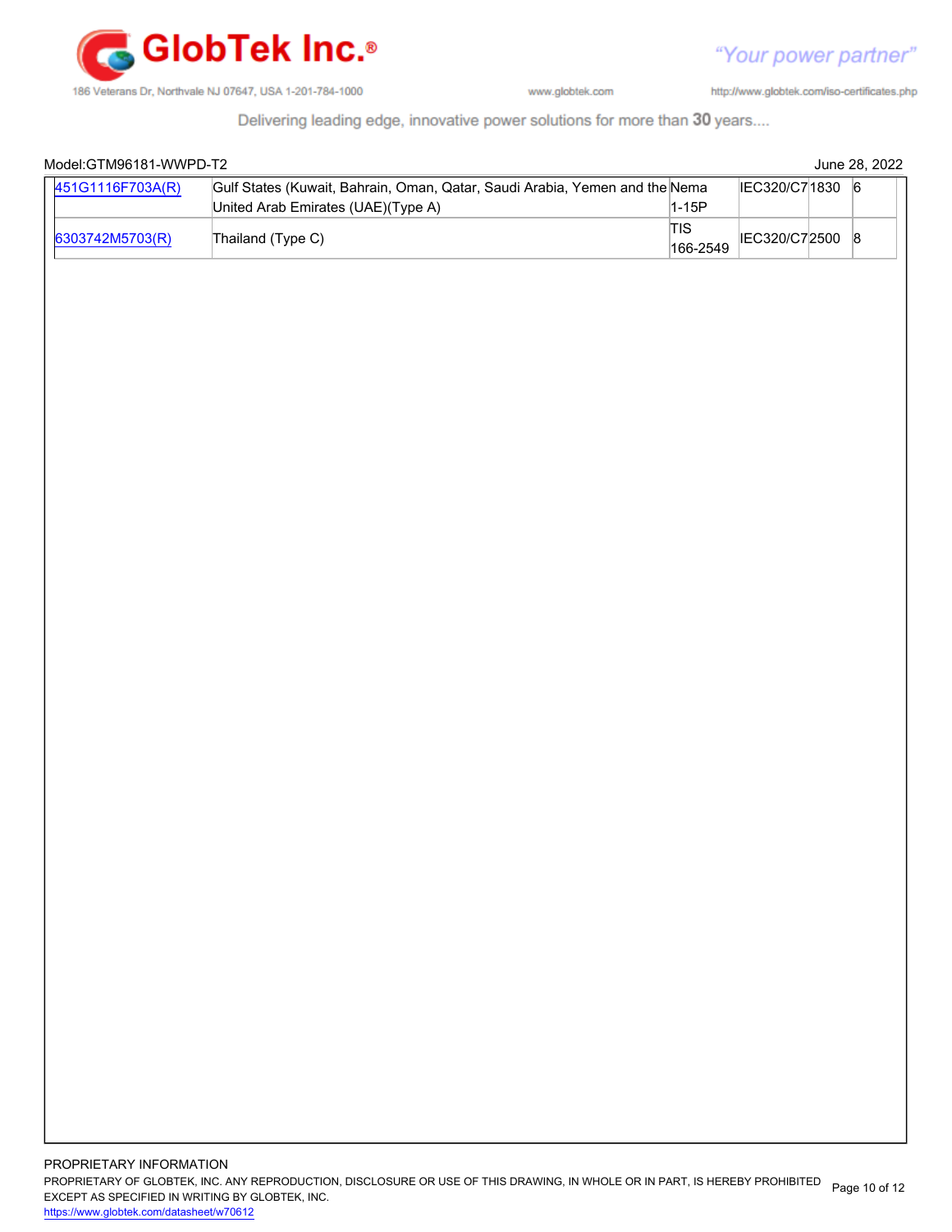Model:GTM96181-WWPD-T2 June 28, 2022

| | | | | | |
|---|---|---|---|---|---|
| 451G1116F703A(R) | Gulf States (Kuwait, Bahrain, Oman, Qatar, Saudi Arabia, Yemen and the United Arab Emirates (UAE)(Type A) | Nema 1-15P | IEC320/C7 | 1830 | 6 |
| 6303742M5703(R) | Thailand (Type C) | TIS 166-2549 | IEC320/C7 | 2500 | 8 |

PROPRIETARY INFORMATION
PROPRIETARY OF GLOBTEK, INC. ANY REPRODUCTION, DISCLOSURE OR USE OF THIS DRAWING, IN WHOLE OR IN PART, IS HEREBY PROHIBITED EXCEPT AS SPECIFIED IN WRITING BY GLOBTEK, INC.
https://www.globtek.com/datasheet/w70612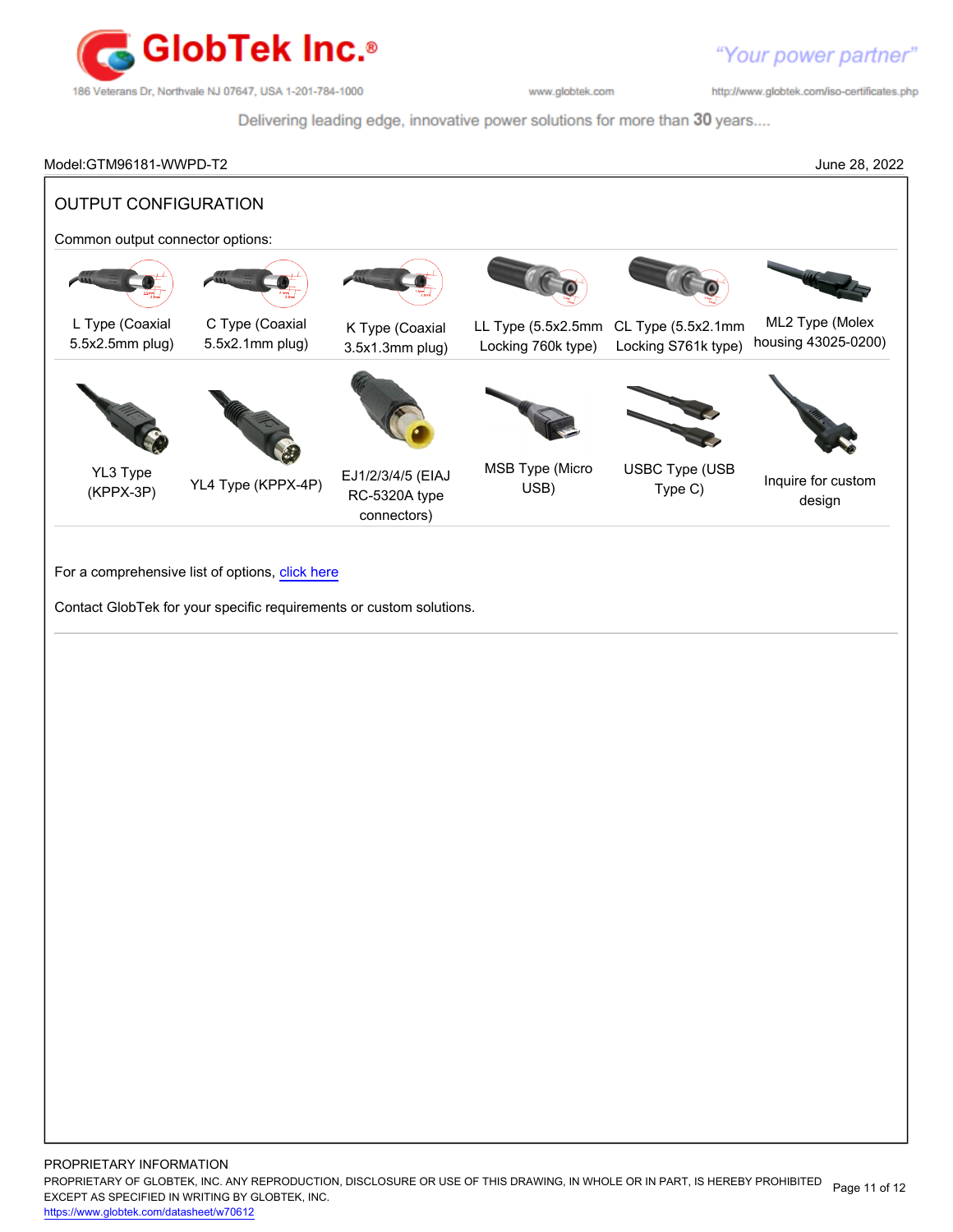Model:GTM96181-WWPD-T2 June 28, 2022

## OUTPUT CONFIGURATION

Common output connector options:

| | | | | | |
|---|---|---|---|---|---|
| L Type (Coaxial 5.5x2.5mm plug) | C Type (Coaxial 5.5x2.1mm plug) | K Type (Coaxial 3.5x1.3mm plug) | LL Type (5.5x2.5mm Locking 760k type) | CL Type (5.5x2.1mm Locking S761k type) | ML2 Type (Molex housing 43025-0200) |
| YL3 Type (KPPX-3P) | YL4 Type (KPPX-4P) | EJ1/2/3/4/5 (EIAJ RC-5320A type connectors) | MSB Type (Micro USB) | USBC Type (USB Type C) | Inquire for custom design |

For a comprehensive list of options, [click here]()

Contact GlobTek for your specific requirements or custom solutions.

PROPRIETARY INFORMATION

PROPRIETARY OF GLOBTEK, INC. ANY REPRODUCTION, DISCLOSURE OR USE OF THIS DRAWING, IN WHOLE OR IN PART, IS HEREBY PROHIBITED EXCEPT AS SPECIFIED IN WRITING BY GLOBTEK, INC.

https://www.globtek.com/datasheet/w70612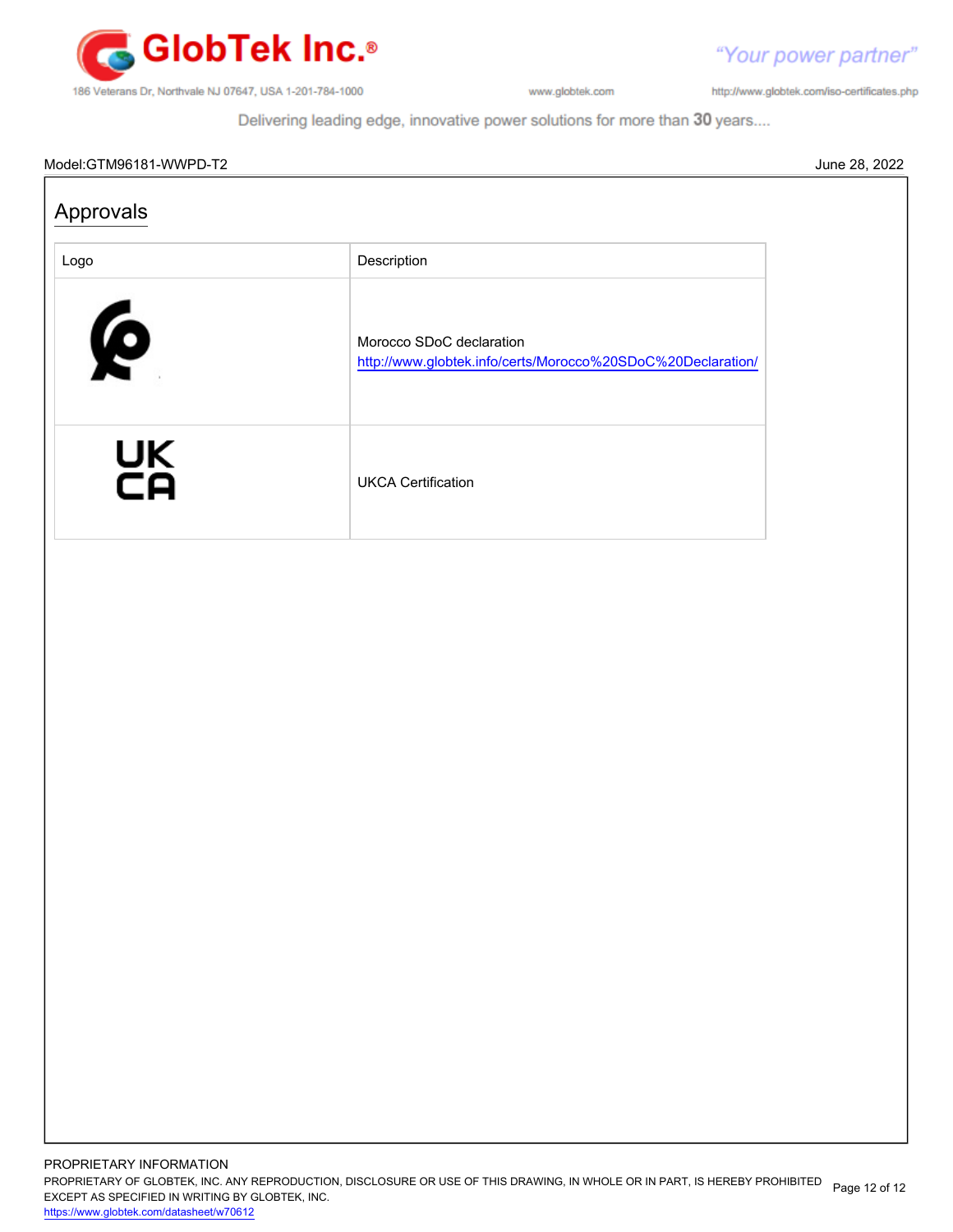Model:GTM96181-WWPD-T2 June 28, 2022

## Approvals

| Logo | Description |
|---|---|
| | Morocco SDoC declaration [http://www.globtek.info/certs/Morocco%20SDoC%20Declaration/](http://www.globtek.info/certs/Morocco%20SDoC%20Declaration/) |
| UK CA | UKCA Certification |

PROPRIETARY INFORMATION

PROPRIETARY OF GLOBTEK, INC. ANY REPRODUCTION, DISCLOSURE OR USE OF THIS DRAWING, IN WHOLE OR IN PART, IS HEREBY PROHIBITED EXCEPT AS SPECIFIED IN WRITING BY GLOBTEK, INC.

[https://www.globtek.com/datasheet/w70612](https://www.globtek.com/datasheet/w70612)